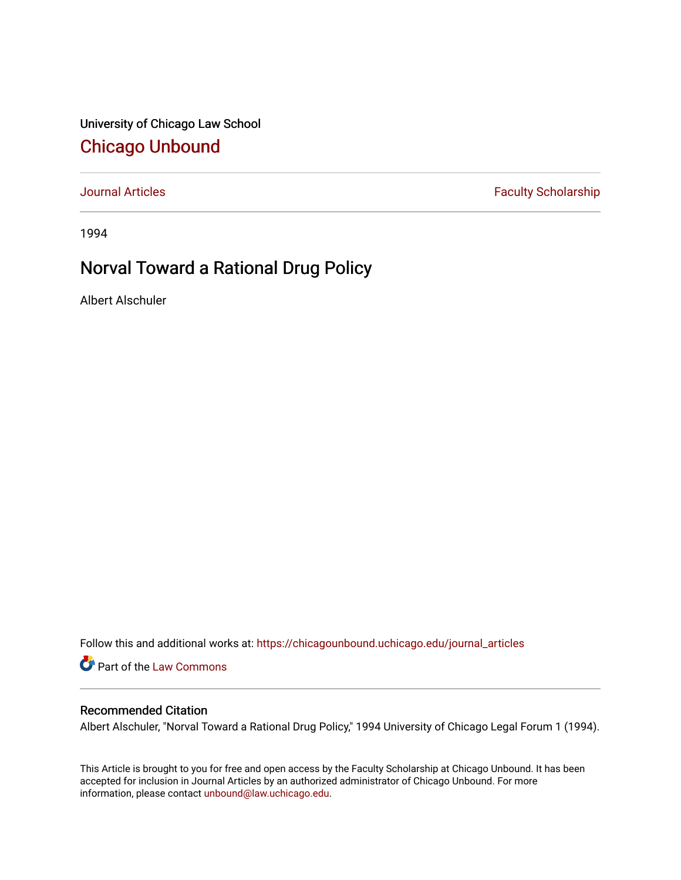University of Chicago Law School

# Chicago Unbound

Journal Articles | Faculty Scholarship

1994

## Norval Toward a Rational Drug Policy

Albert Alschuler

Follow this and additional works at: https://chicagounbound.uchicago.edu/journal_articles

Part of the Law Commons

### Recommended Citation

Albert Alschuler, "Norval Toward a Rational Drug Policy," 1994 University of Chicago Legal Forum 1 (1994).

This Article is brought to you for free and open access by the Faculty Scholarship at Chicago Unbound. It has been accepted for inclusion in Journal Articles by an authorized administrator of Chicago Unbound. For more information, please contact unbound@law.uchicago.edu.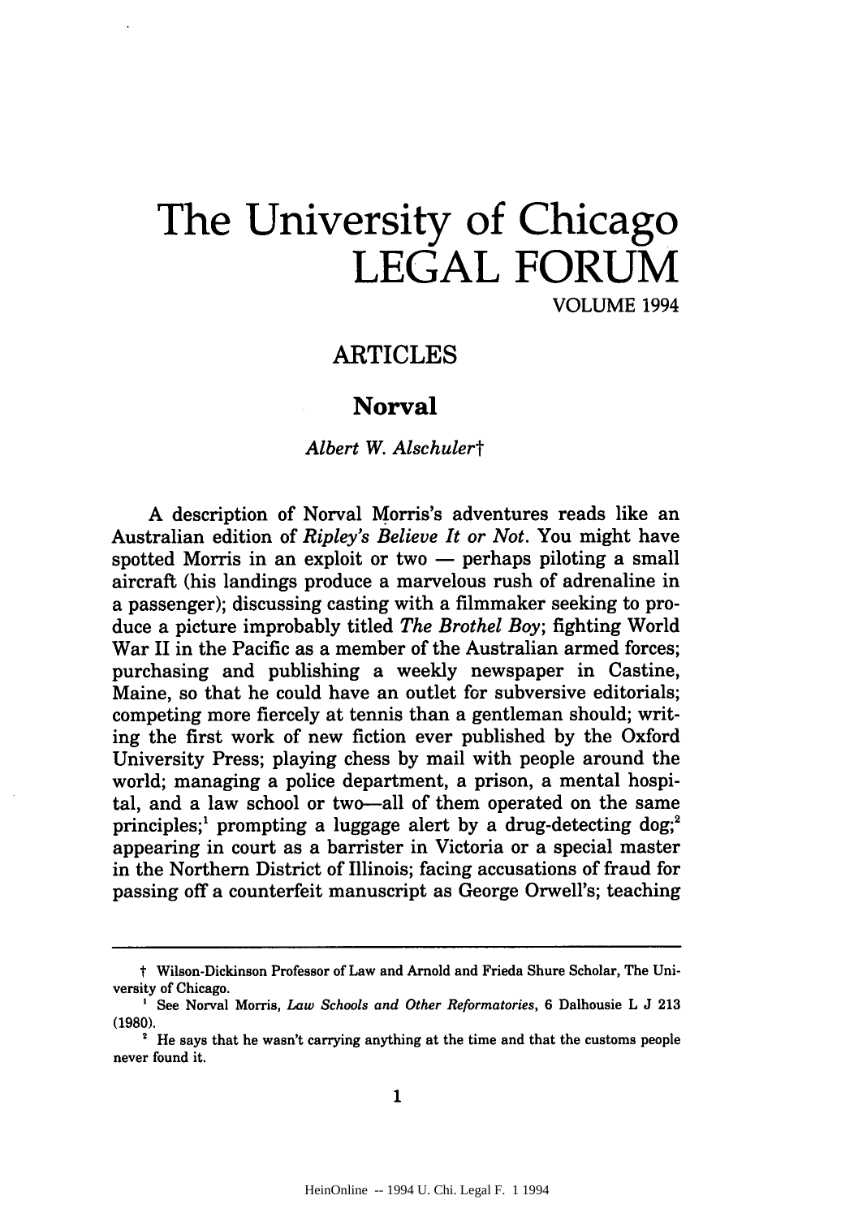# The University of Chicago LEGAL FORUM

VOLUME 1994

## ARTICLES

### Norval

*Albert W. Alschuler*†

A description of Norval Morris's adventures reads like an Australian edition of *Ripley's Believe It or Not*. You might have spotted Morris in an exploit or two — perhaps piloting a small aircraft (his landings produce a marvelous rush of adrenaline in a passenger); discussing casting with a filmmaker seeking to produce a picture improbably titled *The Brothel Boy*; fighting World War II in the Pacific as a member of the Australian armed forces; purchasing and publishing a weekly newspaper in Castine, Maine, so that he could have an outlet for subversive editorials; competing more fiercely at tennis than a gentleman should; writing the first work of new fiction ever published by the Oxford University Press; playing chess by mail with people around the world; managing a police department, a prison, a mental hospital, and a law school or two—all of them operated on the same principles;[1] prompting a luggage alert by a drug-detecting dog;[2] appearing in court as a barrister in Victoria or a special master in the Northern District of Illinois; facing accusations of fraud for passing off a counterfeit manuscript as George Orwell's; teaching

---

† Wilson-Dickinson Professor of Law and Arnold and Frieda Shure Scholar, The University of Chicago.

[1] See Norval Morris, *Law Schools and Other Reformatories*, 6 Dalhousie L J 213 (1980).

[2] He says that he wasn't carrying anything at the time and that the customs people never found it.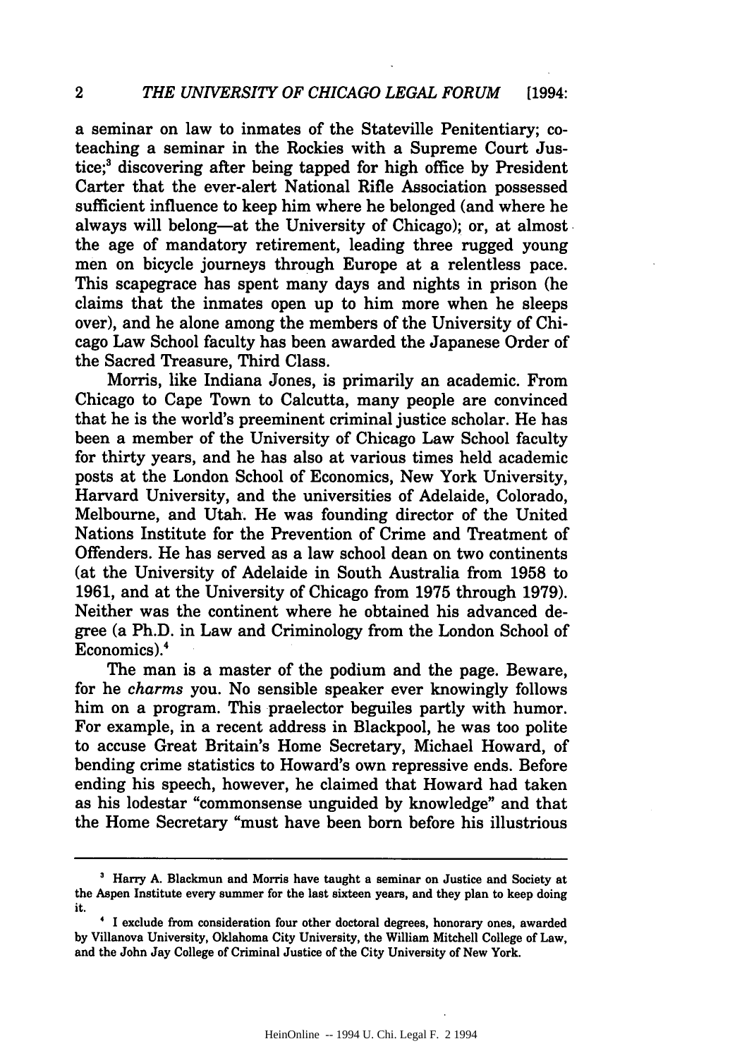a seminar on law to inmates of the Stateville Penitentiary; co-teaching a seminar in the Rockies with a Supreme Court Justice;[3] discovering after being tapped for high office by President Carter that the ever-alert National Rifle Association possessed sufficient influence to keep him where he belonged (and where he always will belong—at the University of Chicago); or, at almost the age of mandatory retirement, leading three rugged young men on bicycle journeys through Europe at a relentless pace. This scapegrace has spent many days and nights in prison (he claims that the inmates open up to him more when he sleeps over), and he alone among the members of the University of Chicago Law School faculty has been awarded the Japanese Order of the Sacred Treasure, Third Class.

Morris, like Indiana Jones, is primarily an academic. From Chicago to Cape Town to Calcutta, many people are convinced that he is the world's preeminent criminal justice scholar. He has been a member of the University of Chicago Law School faculty for thirty years, and he has also at various times held academic posts at the London School of Economics, New York University, Harvard University, and the universities of Adelaide, Colorado, Melbourne, and Utah. He was founding director of the United Nations Institute for the Prevention of Crime and Treatment of Offenders. He has served as a law school dean on two continents (at the University of Adelaide in South Australia from 1958 to 1961, and at the University of Chicago from 1975 through 1979). Neither was the continent where he obtained his advanced degree (a Ph.D. in Law and Criminology from the London School of Economics).[4]

The man is a master of the podium and the page. Beware, for he *charms* you. No sensible speaker ever knowingly follows him on a program. This praelector beguiles partly with humor. For example, in a recent address in Blackpool, he was too polite to accuse Great Britain's Home Secretary, Michael Howard, of bending crime statistics to Howard's own repressive ends. Before ending his speech, however, he claimed that Howard had taken as his lodestar "commonsense unguided by knowledge" and that the Home Secretary "must have been born before his illustrious

---

[3] Harry A. Blackmun and Morris have taught a seminar on Justice and Society at the Aspen Institute every summer for the last sixteen years, and they plan to keep doing it.

[4] I exclude from consideration four other doctoral degrees, honorary ones, awarded by Villanova University, Oklahoma City University, the William Mitchell College of Law, and the John Jay College of Criminal Justice of the City University of New York.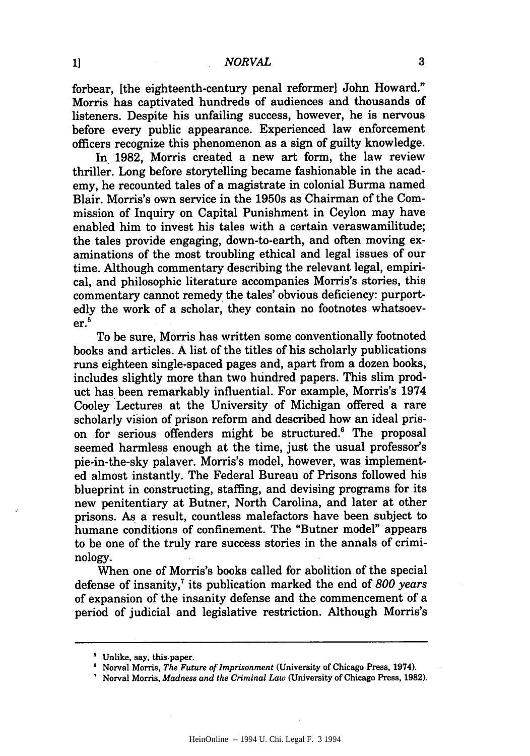forbear, [the eighteenth-century penal reformer] John Howard." Morris has captivated hundreds of audiences and thousands of listeners. Despite his unfailing success, however, he is nervous before every public appearance. Experienced law enforcement officers recognize this phenomenon as a sign of guilty knowledge.

In 1982, Morris created a new art form, the law review thriller. Long before storytelling became fashionable in the academy, he recounted tales of a magistrate in colonial Burma named Blair. Morris's own service in the 1950s as Chairman of the Commission of Inquiry on Capital Punishment in Ceylon may have enabled him to invest his tales with a certain veraswamilitude; the tales provide engaging, down-to-earth, and often moving examinations of the most troubling ethical and legal issues of our time. Although commentary describing the relevant legal, empirical, and philosophic literature accompanies Morris's stories, this commentary cannot remedy the tales' obvious deficiency: purportedly the work of a scholar, they contain no footnotes whatsoever.[5]

To be sure, Morris has written some conventionally footnoted books and articles. A list of the titles of his scholarly publications runs eighteen single-spaced pages and, apart from a dozen books, includes slightly more than two hundred papers. This slim product has been remarkably influential. For example, Morris's 1974 Cooley Lectures at the University of Michigan offered a rare scholarly vision of prison reform and described how an ideal prison for serious offenders might be structured.[6] The proposal seemed harmless enough at the time, just the usual professor's pie-in-the-sky palaver. Morris's model, however, was implemented almost instantly. The Federal Bureau of Prisons followed his blueprint in constructing, staffing, and devising programs for its new penitentiary at Butner, North Carolina, and later at other prisons. As a result, countless malefactors have been subject to humane conditions of confinement. The "Butner model" appears to be one of the truly rare success stories in the annals of criminology.

When one of Morris's books called for abolition of the special defense of insanity,[7] its publication marked the end of *800 years* of expansion of the insanity defense and the commencement of a period of judicial and legislative restriction. Although Morris's

---

[5] Unlike, say, this paper.

[6] Norval Morris, *The Future of Imprisonment* (University of Chicago Press, 1974).

[7] Norval Morris, *Madness and the Criminal Law* (University of Chicago Press, 1982).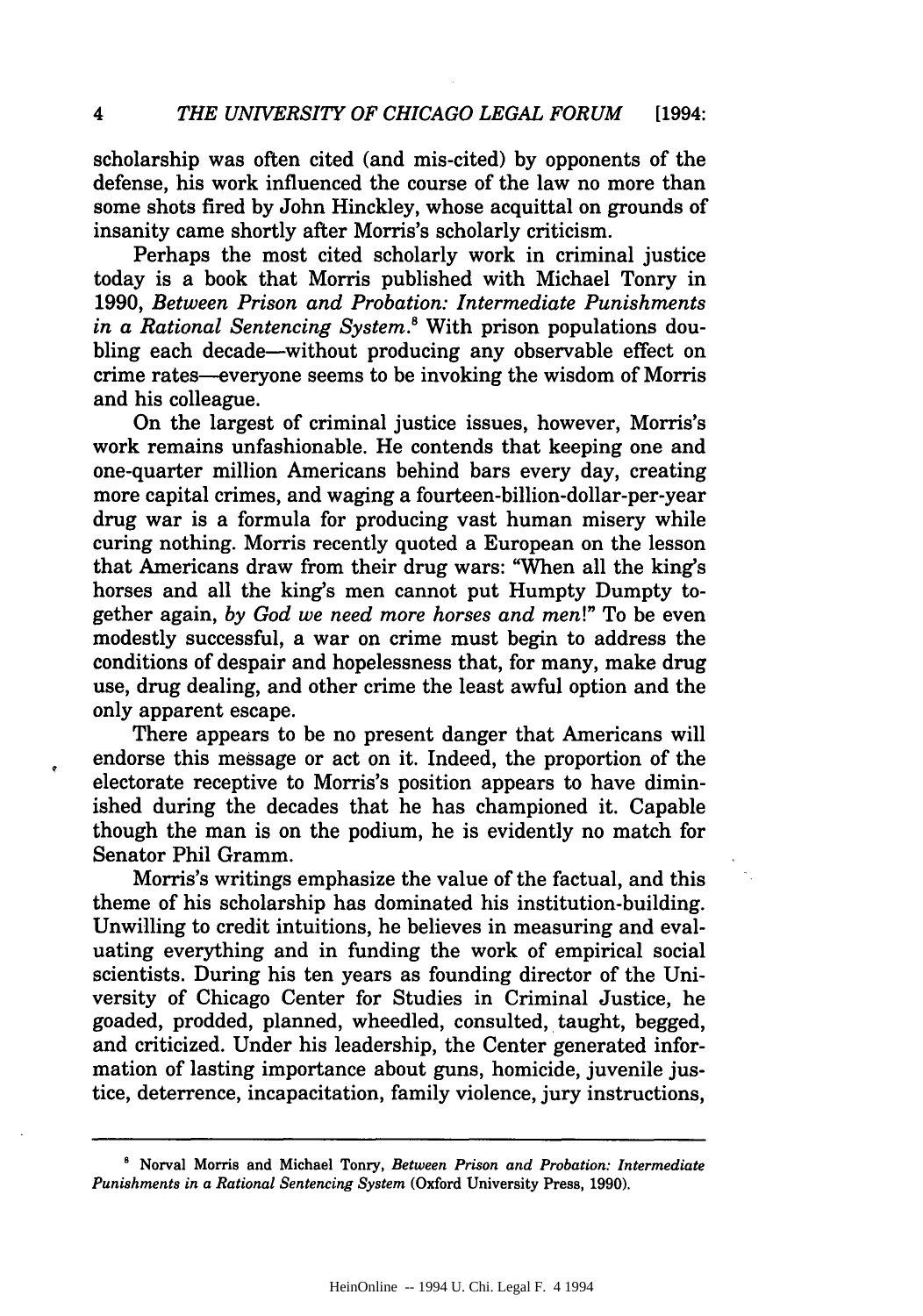scholarship was often cited (and mis-cited) by opponents of the defense, his work influenced the course of the law no more than some shots fired by John Hinckley, whose acquittal on grounds of insanity came shortly after Morris's scholarly criticism.

Perhaps the most cited scholarly work in criminal justice today is a book that Morris published with Michael Tonry in 1990, *Between Prison and Probation: Intermediate Punishments in a Rational Sentencing System*.[8] With prison populations doubling each decade—without producing any observable effect on crime rates—everyone seems to be invoking the wisdom of Morris and his colleague.

On the largest of criminal justice issues, however, Morris's work remains unfashionable. He contends that keeping one and one-quarter million Americans behind bars every day, creating more capital crimes, and waging a fourteen-billion-dollar-per-year drug war is a formula for producing vast human misery while curing nothing. Morris recently quoted a European on the lesson that Americans draw from their drug wars: "When all the king's horses and all the king's men cannot put Humpty Dumpty together again, *by God we need more horses and men*!" To be even modestly successful, a war on crime must begin to address the conditions of despair and hopelessness that, for many, make drug use, drug dealing, and other crime the least awful option and the only apparent escape.

There appears to be no present danger that Americans will endorse this message or act on it. Indeed, the proportion of the electorate receptive to Morris's position appears to have diminished during the decades that he has championed it. Capable though the man is on the podium, he is evidently no match for Senator Phil Gramm.

Morris's writings emphasize the value of the factual, and this theme of his scholarship has dominated his institution-building. Unwilling to credit intuitions, he believes in measuring and evaluating everything and in funding the work of empirical social scientists. During his ten years as founding director of the University of Chicago Center for Studies in Criminal Justice, he goaded, prodded, planned, wheedled, consulted, taught, begged, and criticized. Under his leadership, the Center generated information of lasting importance about guns, homicide, juvenile justice, deterrence, incapacitation, family violence, jury instructions,

---

[8] Norval Morris and Michael Tonry, *Between Prison and Probation: Intermediate Punishments in a Rational Sentencing System* (Oxford University Press, 1990).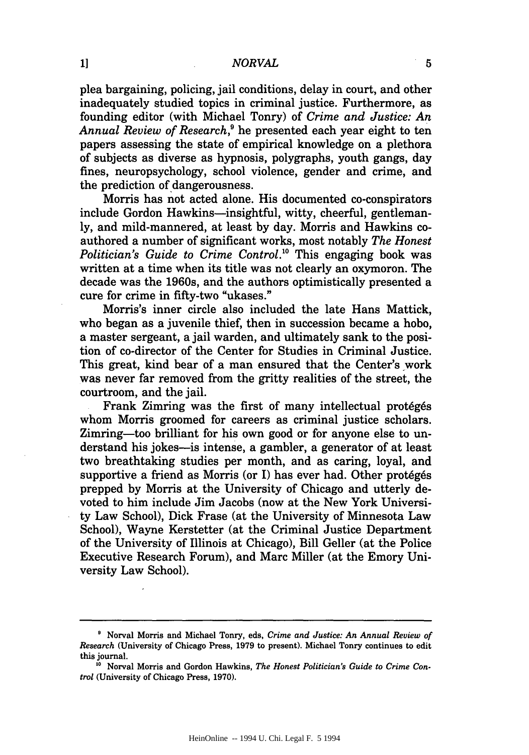plea bargaining, policing, jail conditions, delay in court, and other inadequately studied topics in criminal justice. Furthermore, as founding editor (with Michael Tonry) of *Crime and Justice: An Annual Review of Research*,[9] he presented each year eight to ten papers assessing the state of empirical knowledge on a plethora of subjects as diverse as hypnosis, polygraphs, youth gangs, day fines, neuropsychology, school violence, gender and crime, and the prediction of dangerousness.

Morris has not acted alone. His documented co-conspirators include Gordon Hawkins—insightful, witty, cheerful, gentlemanly, and mild-mannered, at least by day. Morris and Hawkins co-authored a number of significant works, most notably *The Honest Politician's Guide to Crime Control*.[10] This engaging book was written at a time when its title was not clearly an oxymoron. The decade was the 1960s, and the authors optimistically presented a cure for crime in fifty-two "ukases."

Morris's inner circle also included the late Hans Mattick, who began as a juvenile thief, then in succession became a hobo, a master sergeant, a jail warden, and ultimately sank to the position of co-director of the Center for Studies in Criminal Justice. This great, kind bear of a man ensured that the Center's work was never far removed from the gritty realities of the street, the courtroom, and the jail.

Frank Zimring was the first of many intellectual protégés whom Morris groomed for careers as criminal justice scholars. Zimring—too brilliant for his own good or for anyone else to understand his jokes—is intense, a gambler, a generator of at least two breathtaking studies per month, and as caring, loyal, and supportive a friend as Morris (or I) has ever had. Other protégés prepped by Morris at the University of Chicago and utterly devoted to him include Jim Jacobs (now at the New York University Law School), Dick Frase (at the University of Minnesota Law School), Wayne Kerstetter (at the Criminal Justice Department of the University of Illinois at Chicago), Bill Geller (at the Police Executive Research Forum), and Marc Miller (at the Emory University Law School).

---

[9] Norval Morris and Michael Tonry, eds, *Crime and Justice: An Annual Review of Research* (University of Chicago Press, 1979 to present). Michael Tonry continues to edit this journal.

[10] Norval Morris and Gordon Hawkins, *The Honest Politician's Guide to Crime Control* (University of Chicago Press, 1970).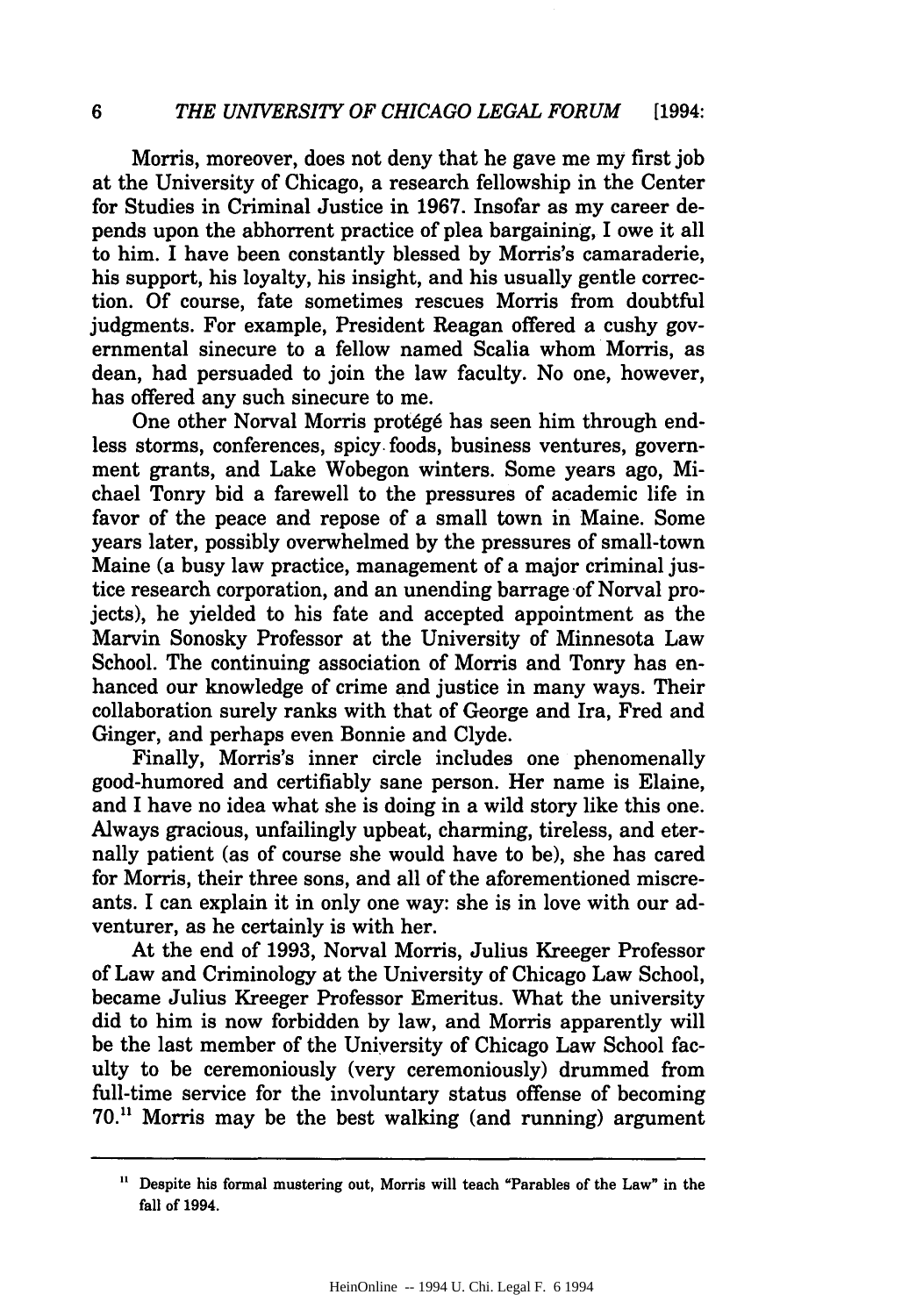Morris, moreover, does not deny that he gave me my first job at the University of Chicago, a research fellowship in the Center for Studies in Criminal Justice in 1967. Insofar as my career depends upon the abhorrent practice of plea bargaining, I owe it all to him. I have been constantly blessed by Morris's camaraderie, his support, his loyalty, his insight, and his usually gentle correction. Of course, fate sometimes rescues Morris from doubtful judgments. For example, President Reagan offered a cushy governmental sinecure to a fellow named Scalia whom Morris, as dean, had persuaded to join the law faculty. No one, however, has offered any such sinecure to me.

One other Norval Morris protégé has seen him through endless storms, conferences, spicy foods, business ventures, government grants, and Lake Wobegon winters. Some years ago, Michael Tonry bid a farewell to the pressures of academic life in favor of the peace and repose of a small town in Maine. Some years later, possibly overwhelmed by the pressures of small-town Maine (a busy law practice, management of a major criminal justice research corporation, and an unending barrage of Norval projects), he yielded to his fate and accepted appointment as the Marvin Sonosky Professor at the University of Minnesota Law School. The continuing association of Morris and Tonry has enhanced our knowledge of crime and justice in many ways. Their collaboration surely ranks with that of George and Ira, Fred and Ginger, and perhaps even Bonnie and Clyde.

Finally, Morris's inner circle includes one phenomenally good-humored and certifiably sane person. Her name is Elaine, and I have no idea what she is doing in a wild story like this one. Always gracious, unfailingly upbeat, charming, tireless, and eternally patient (as of course she would have to be), she has cared for Morris, their three sons, and all of the aforementioned miscreants. I can explain it in only one way: she is in love with our adventurer, as he certainly is with her.

At the end of 1993, Norval Morris, Julius Kreeger Professor of Law and Criminology at the University of Chicago Law School, became Julius Kreeger Professor Emeritus. What the university did to him is now forbidden by law, and Morris apparently will be the last member of the University of Chicago Law School faculty to be ceremoniously (very ceremoniously) drummed from full-time service for the involuntary status offense of becoming 70.[11] Morris may be the best walking (and running) argument

---

[11] Despite his formal mustering out, Morris will teach "Parables of the Law" in the fall of 1994.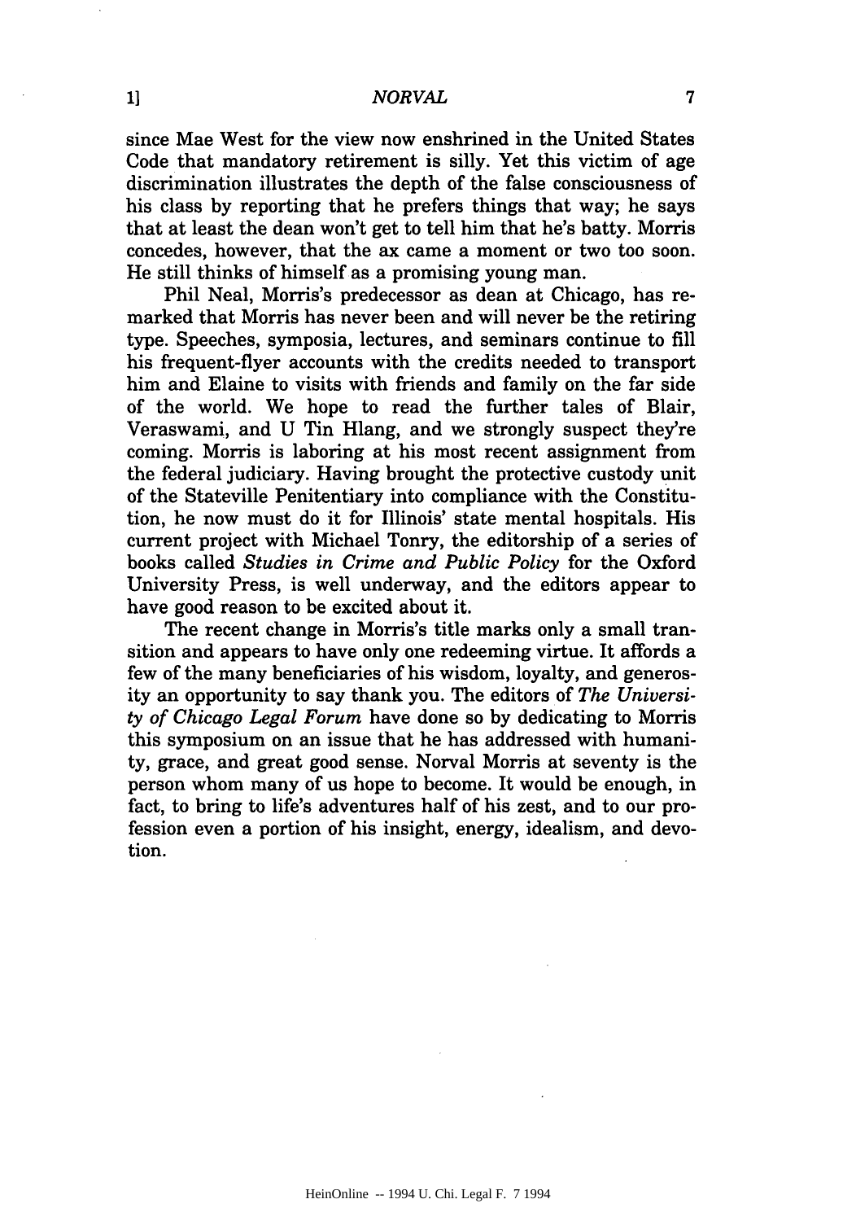since Mae West for the view now enshrined in the United States Code that mandatory retirement is silly. Yet this victim of age discrimination illustrates the depth of the false consciousness of his class by reporting that he prefers things that way; he says that at least the dean won't get to tell him that he's batty. Morris concedes, however, that the ax came a moment or two too soon. He still thinks of himself as a promising young man.

Phil Neal, Morris's predecessor as dean at Chicago, has remarked that Morris has never been and will never be the retiring type. Speeches, symposia, lectures, and seminars continue to fill his frequent-flyer accounts with the credits needed to transport him and Elaine to visits with friends and family on the far side of the world. We hope to read the further tales of Blair, Veraswami, and U Tin Hlang, and we strongly suspect they're coming. Morris is laboring at his most recent assignment from the federal judiciary. Having brought the protective custody unit of the Stateville Penitentiary into compliance with the Constitution, he now must do it for Illinois' state mental hospitals. His current project with Michael Tonry, the editorship of a series of books called *Studies in Crime and Public Policy* for the Oxford University Press, is well underway, and the editors appear to have good reason to be excited about it.

The recent change in Morris's title marks only a small transition and appears to have only one redeeming virtue. It affords a few of the many beneficiaries of his wisdom, loyalty, and generosity an opportunity to say thank you. The editors of *The University of Chicago Legal Forum* have done so by dedicating to Morris this symposium on an issue that he has addressed with humanity, grace, and great good sense. Norval Morris at seventy is the person whom many of us hope to become. It would be enough, in fact, to bring to life's adventures half of his zest, and to our profession even a portion of his insight, energy, idealism, and devotion.